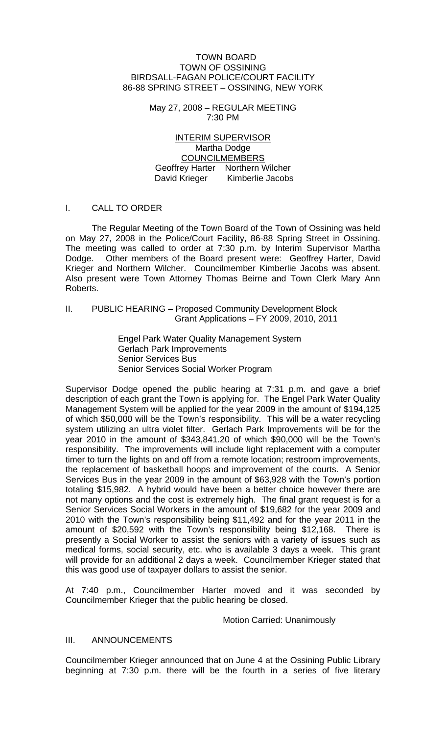TOWN BOARD
TOWN OF OSSINING
BIRDSALL-FAGAN POLICE/COURT FACILITY
86-88 SPRING STREET – OSSINING, NEW YORK

May 27, 2008 – REGULAR MEETING
7:30 PM

INTERIM SUPERVISOR
Martha Dodge
COUNCILMEMBERS
Geoffrey Harter Northern Wilcher
David Krieger Kimberlie Jacobs

I. CALL TO ORDER

The Regular Meeting of the Town Board of the Town of Ossining was held on May 27, 2008 in the Police/Court Facility, 86-88 Spring Street in Ossining. The meeting was called to order at 7:30 p.m. by Interim Supervisor Martha Dodge. Other members of the Board present were: Geoffrey Harter, David Krieger and Northern Wilcher. Councilmember Kimberlie Jacobs was absent. Also present were Town Attorney Thomas Beirne and Town Clerk Mary Ann Roberts.

II. PUBLIC HEARING – Proposed Community Development Block Grant Applications – FY 2009, 2010, 2011

Engel Park Water Quality Management System
Gerlach Park Improvements
Senior Services Bus
Senior Services Social Worker Program

Supervisor Dodge opened the public hearing at 7:31 p.m. and gave a brief description of each grant the Town is applying for. The Engel Park Water Quality Management System will be applied for the year 2009 in the amount of $194,125 of which $50,000 will be the Town's responsibility. This will be a water recycling system utilizing an ultra violet filter. Gerlach Park Improvements will be for the year 2010 in the amount of $343,841.20 of which $90,000 will be the Town's responsibility. The improvements will include light replacement with a computer timer to turn the lights on and off from a remote location; restroom improvements, the replacement of basketball hoops and improvement of the courts. A Senior Services Bus in the year 2009 in the amount of $63,928 with the Town's portion totaling $15,982. A hybrid would have been a better choice however there are not many options and the cost is extremely high. The final grant request is for a Senior Services Social Workers in the amount of $19,682 for the year 2009 and 2010 with the Town's responsibility being $11,492 and for the year 2011 in the amount of $20,592 with the Town's responsibility being $12,168. There is presently a Social Worker to assist the seniors with a variety of issues such as medical forms, social security, etc. who is available 3 days a week. This grant will provide for an additional 2 days a week. Councilmember Krieger stated that this was good use of taxpayer dollars to assist the senior.

At 7:40 p.m., Councilmember Harter moved and it was seconded by Councilmember Krieger that the public hearing be closed.

Motion Carried: Unanimously

III. ANNOUNCEMENTS

Councilmember Krieger announced that on June 4 at the Ossining Public Library beginning at 7:30 p.m. there will be the fourth in a series of five literary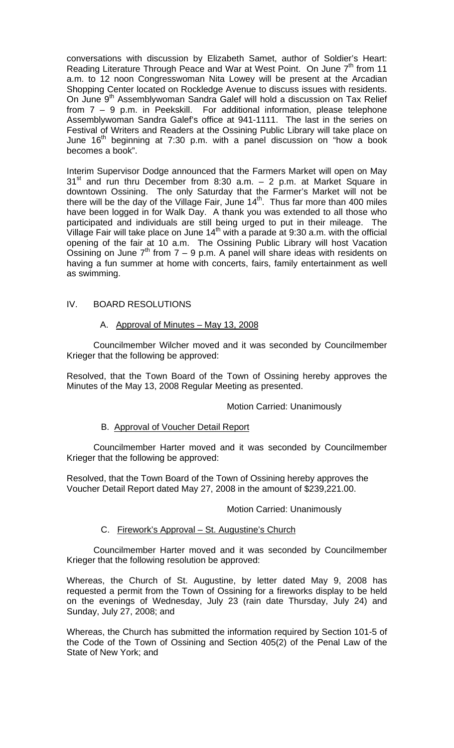conversations with discussion by Elizabeth Samet, author of Soldier's Heart: Reading Literature Through Peace and War at West Point. On June 7th from 11 a.m. to 12 noon Congresswoman Nita Lowey will be present at the Arcadian Shopping Center located on Rockledge Avenue to discuss issues with residents. On June 9th Assemblywoman Sandra Galef will hold a discussion on Tax Relief from 7 – 9 p.m. in Peekskill. For additional information, please telephone Assemblywoman Sandra Galef's office at 941-1111. The last in the series on Festival of Writers and Readers at the Ossining Public Library will take place on June 16th beginning at 7:30 p.m. with a panel discussion on "how a book becomes a book".

Interim Supervisor Dodge announced that the Farmers Market will open on May 31st and run thru December from 8:30 a.m. – 2 p.m. at Market Square in downtown Ossining. The only Saturday that the Farmer's Market will not be there will be the day of the Village Fair, June 14th. Thus far more than 400 miles have been logged in for Walk Day. A thank you was extended to all those who participated and individuals are still being urged to put in their mileage. The Village Fair will take place on June 14th with a parade at 9:30 a.m. with the official opening of the fair at 10 a.m. The Ossining Public Library will host Vacation Ossining on June 7th from 7 – 9 p.m. A panel will share ideas with residents on having a fun summer at home with concerts, fairs, family entertainment as well as swimming.

## IV. BOARD RESOLUTIONS

### A. Approval of Minutes – May 13, 2008

Councilmember Wilcher moved and it was seconded by Councilmember Krieger that the following be approved:

Resolved, that the Town Board of the Town of Ossining hereby approves the Minutes of the May 13, 2008 Regular Meeting as presented.

Motion Carried: Unanimously

### B. Approval of Voucher Detail Report

Councilmember Harter moved and it was seconded by Councilmember Krieger that the following be approved:

Resolved, that the Town Board of the Town of Ossining hereby approves the Voucher Detail Report dated May 27, 2008 in the amount of $239,221.00.

Motion Carried: Unanimously

### C. Firework's Approval – St. Augustine's Church

Councilmember Harter moved and it was seconded by Councilmember Krieger that the following resolution be approved:

Whereas, the Church of St. Augustine, by letter dated May 9, 2008 has requested a permit from the Town of Ossining for a fireworks display to be held on the evenings of Wednesday, July 23 (rain date Thursday, July 24) and Sunday, July 27, 2008; and

Whereas, the Church has submitted the information required by Section 101-5 of the Code of the Town of Ossining and Section 405(2) of the Penal Law of the State of New York; and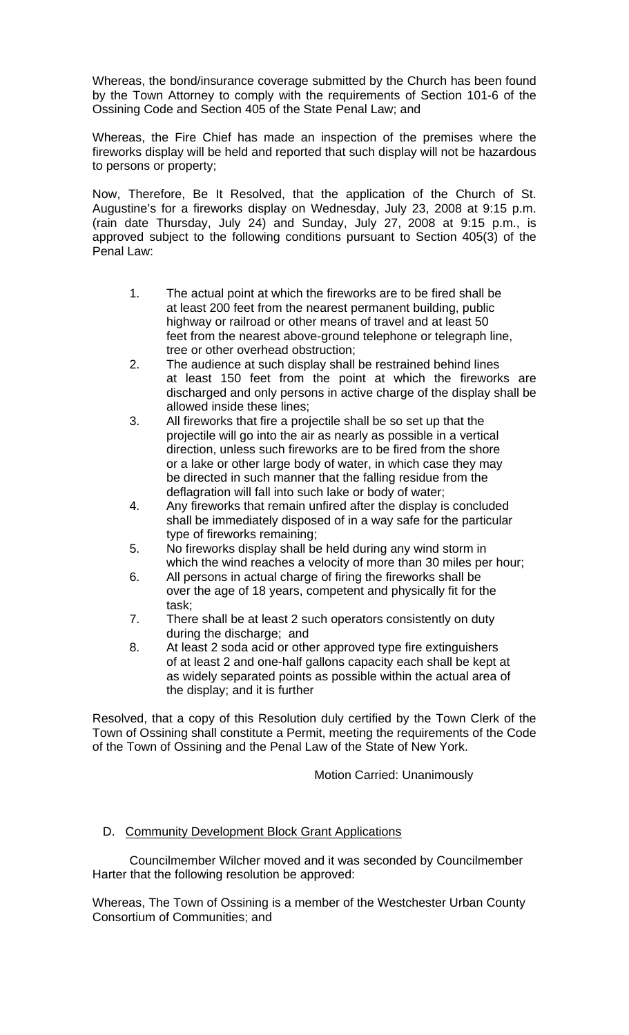Whereas, the bond/insurance coverage submitted by the Church has been found by the Town Attorney to comply with the requirements of Section 101-6 of the Ossining Code and Section 405 of the State Penal Law; and

Whereas, the Fire Chief has made an inspection of the premises where the fireworks display will be held and reported that such display will not be hazardous to persons or property;

Now, Therefore, Be It Resolved, that the application of the Church of St. Augustine's for a fireworks display on Wednesday, July 23, 2008 at 9:15 p.m. (rain date Thursday, July 24) and Sunday, July 27, 2008 at 9:15 p.m., is approved subject to the following conditions pursuant to Section 405(3) of the Penal Law:

1. The actual point at which the fireworks are to be fired shall be at least 200 feet from the nearest permanent building, public highway or railroad or other means of travel and at least 50 feet from the nearest above-ground telephone or telegraph line, tree or other overhead obstruction;
2. The audience at such display shall be restrained behind lines at least 150 feet from the point at which the fireworks are discharged and only persons in active charge of the display shall be allowed inside these lines;
3. All fireworks that fire a projectile shall be so set up that the projectile will go into the air as nearly as possible in a vertical direction, unless such fireworks are to be fired from the shore or a lake or other large body of water, in which case they may be directed in such manner that the falling residue from the deflagration will fall into such lake or body of water;
4. Any fireworks that remain unfired after the display is concluded shall be immediately disposed of in a way safe for the particular type of fireworks remaining;
5. No fireworks display shall be held during any wind storm in which the wind reaches a velocity of more than 30 miles per hour;
6. All persons in actual charge of firing the fireworks shall be over the age of 18 years, competent and physically fit for the task;
7. There shall be at least 2 such operators consistently on duty during the discharge; and
8. At least 2 soda acid or other approved type fire extinguishers of at least 2 and one-half gallons capacity each shall be kept at as widely separated points as possible within the actual area of the display; and it is further

Resolved, that a copy of this Resolution duly certified by the Town Clerk of the Town of Ossining shall constitute a Permit, meeting the requirements of the Code of the Town of Ossining and the Penal Law of the State of New York.

Motion Carried: Unanimously

D. Community Development Block Grant Applications

Councilmember Wilcher moved and it was seconded by Councilmember Harter that the following resolution be approved:

Whereas, The Town of Ossining is a member of the Westchester Urban County Consortium of Communities; and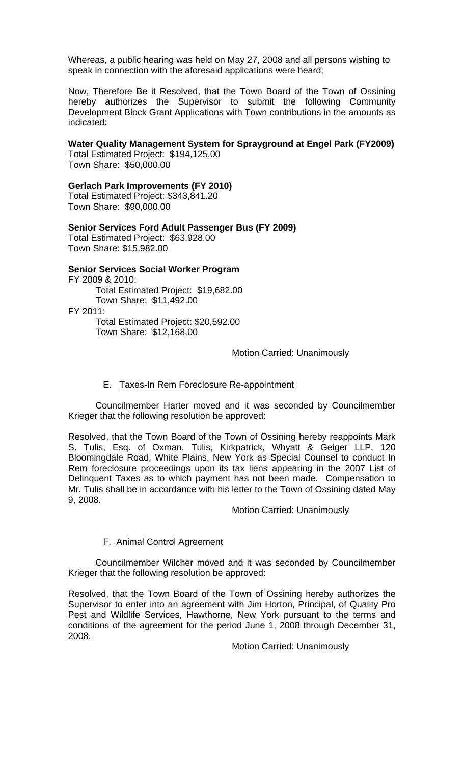Whereas, a public hearing was held on May 27, 2008 and all persons wishing to speak in connection with the aforesaid applications were heard;

Now, Therefore Be it Resolved, that the Town Board of the Town of Ossining hereby authorizes the Supervisor to submit the following Community Development Block Grant Applications with Town contributions in the amounts as indicated:

**Water Quality Management System for Sprayground at Engel Park (FY2009)**
Total Estimated Project: $194,125.00
Town Share: $50,000.00

**Gerlach Park Improvements (FY 2010)**
Total Estimated Project: $343,841.20
Town Share: $90,000.00

**Senior Services Ford Adult Passenger Bus (FY 2009)**
Total Estimated Project: $63,928.00
Town Share: $15,982.00

**Senior Services Social Worker Program**
FY 2009 & 2010:
  Total Estimated Project: $19,682.00
  Town Share: $11,492.00
FY 2011:
  Total Estimated Project: $20,592.00
  Town Share: $12,168.00

Motion Carried: Unanimously

E. Taxes-In Rem Foreclosure Re-appointment

Councilmember Harter moved and it was seconded by Councilmember Krieger that the following resolution be approved:

Resolved, that the Town Board of the Town of Ossining hereby reappoints Mark S. Tulis, Esq. of Oxman, Tulis, Kirkpatrick, Whyatt & Geiger LLP, 120 Bloomingdale Road, White Plains, New York as Special Counsel to conduct In Rem foreclosure proceedings upon its tax liens appearing in the 2007 List of Delinquent Taxes as to which payment has not been made. Compensation to Mr. Tulis shall be in accordance with his letter to the Town of Ossining dated May 9, 2008.

Motion Carried: Unanimously

F. Animal Control Agreement

Councilmember Wilcher moved and it was seconded by Councilmember Krieger that the following resolution be approved:

Resolved, that the Town Board of the Town of Ossining hereby authorizes the Supervisor to enter into an agreement with Jim Horton, Principal, of Quality Pro Pest and Wildlife Services, Hawthorne, New York pursuant to the terms and conditions of the agreement for the period June 1, 2008 through December 31, 2008.

Motion Carried: Unanimously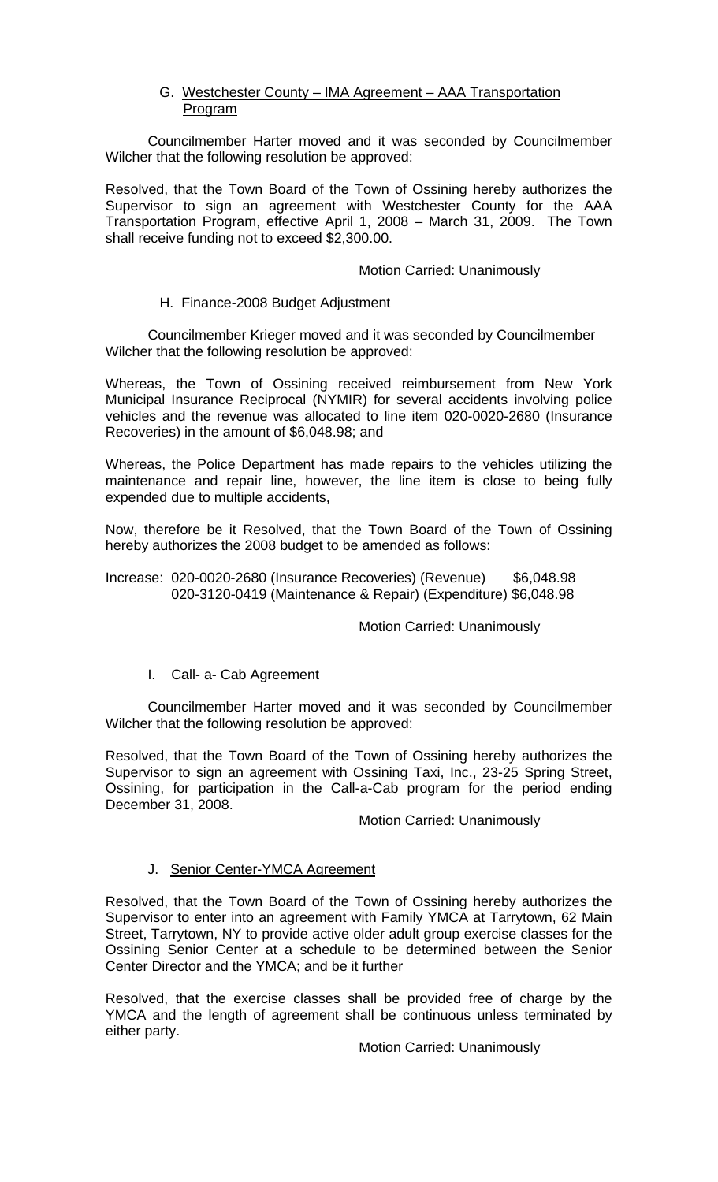### G. Westchester County – IMA Agreement – AAA Transportation Program

Councilmember Harter moved and it was seconded by Councilmember Wilcher that the following resolution be approved:

Resolved, that the Town Board of the Town of Ossining hereby authorizes the Supervisor to sign an agreement with Westchester County for the AAA Transportation Program, effective April 1, 2008 – March 31, 2009. The Town shall receive funding not to exceed $2,300.00.

Motion Carried: Unanimously

### H. Finance-2008 Budget Adjustment

Councilmember Krieger moved and it was seconded by Councilmember Wilcher that the following resolution be approved:

Whereas, the Town of Ossining received reimbursement from New York Municipal Insurance Reciprocal (NYMIR) for several accidents involving police vehicles and the revenue was allocated to line item 020-0020-2680 (Insurance Recoveries) in the amount of $6,048.98; and

Whereas, the Police Department has made repairs to the vehicles utilizing the maintenance and repair line, however, the line item is close to being fully expended due to multiple accidents,

Now, therefore be it Resolved, that the Town Board of the Town of Ossining hereby authorizes the 2008 budget to be amended as follows:

Increase: 020-0020-2680 (Insurance Recoveries) (Revenue) $6,048.98
020-3120-0419 (Maintenance & Repair) (Expenditure) $6,048.98

Motion Carried: Unanimously

### I. Call- a- Cab Agreement

Councilmember Harter moved and it was seconded by Councilmember Wilcher that the following resolution be approved:

Resolved, that the Town Board of the Town of Ossining hereby authorizes the Supervisor to sign an agreement with Ossining Taxi, Inc., 23-25 Spring Street, Ossining, for participation in the Call-a-Cab program for the period ending December 31, 2008.

Motion Carried: Unanimously

### J. Senior Center-YMCA Agreement

Resolved, that the Town Board of the Town of Ossining hereby authorizes the Supervisor to enter into an agreement with Family YMCA at Tarrytown, 62 Main Street, Tarrytown, NY to provide active older adult group exercise classes for the Ossining Senior Center at a schedule to be determined between the Senior Center Director and the YMCA; and be it further

Resolved, that the exercise classes shall be provided free of charge by the YMCA and the length of agreement shall be continuous unless terminated by either party.

Motion Carried: Unanimously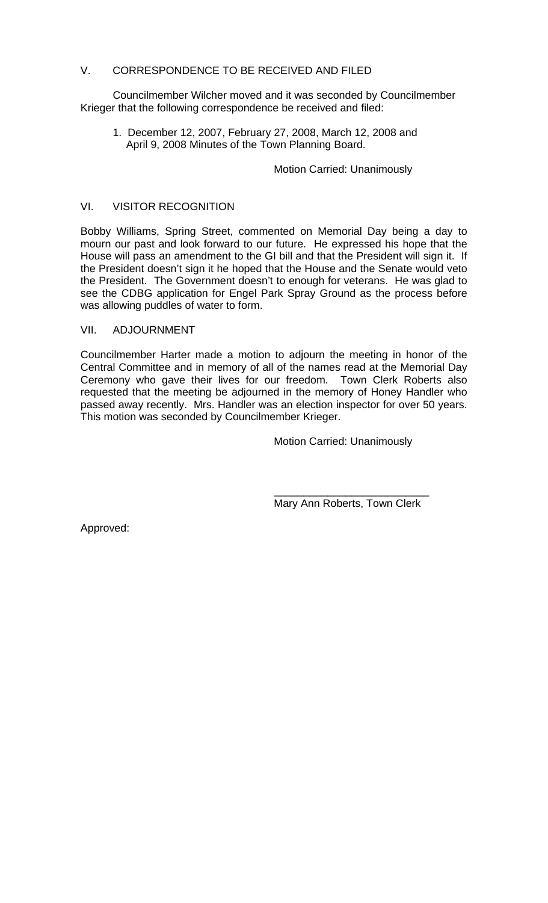## V. CORRESPONDENCE TO BE RECEIVED AND FILED

Councilmember Wilcher moved and it was seconded by Councilmember Krieger that the following correspondence be received and filed:

1. December 12, 2007, February 27, 2008, March 12, 2008 and April 9, 2008 Minutes of the Town Planning Board.

Motion Carried: Unanimously

## VI. VISITOR RECOGNITION

Bobby Williams, Spring Street, commented on Memorial Day being a day to mourn our past and look forward to our future. He expressed his hope that the House will pass an amendment to the GI bill and that the President will sign it. If the President doesn't sign it he hoped that the House and the Senate would veto the President. The Government doesn't to enough for veterans. He was glad to see the CDBG application for Engel Park Spray Ground as the process before was allowing puddles of water to form.

## VII. ADJOURNMENT

Councilmember Harter made a motion to adjourn the meeting in honor of the Central Committee and in memory of all of the names read at the Memorial Day Ceremony who gave their lives for our freedom. Town Clerk Roberts also requested that the meeting be adjourned in the memory of Honey Handler who passed away recently. Mrs. Handler was an election inspector for over 50 years. This motion was seconded by Councilmember Krieger.

Motion Carried: Unanimously

\_\_\_\_\_\_\_\_\_\_\_\_\_\_\_\_\_\_\_\_\_\_\_\_\_\_
Mary Ann Roberts, Town Clerk

Approved: